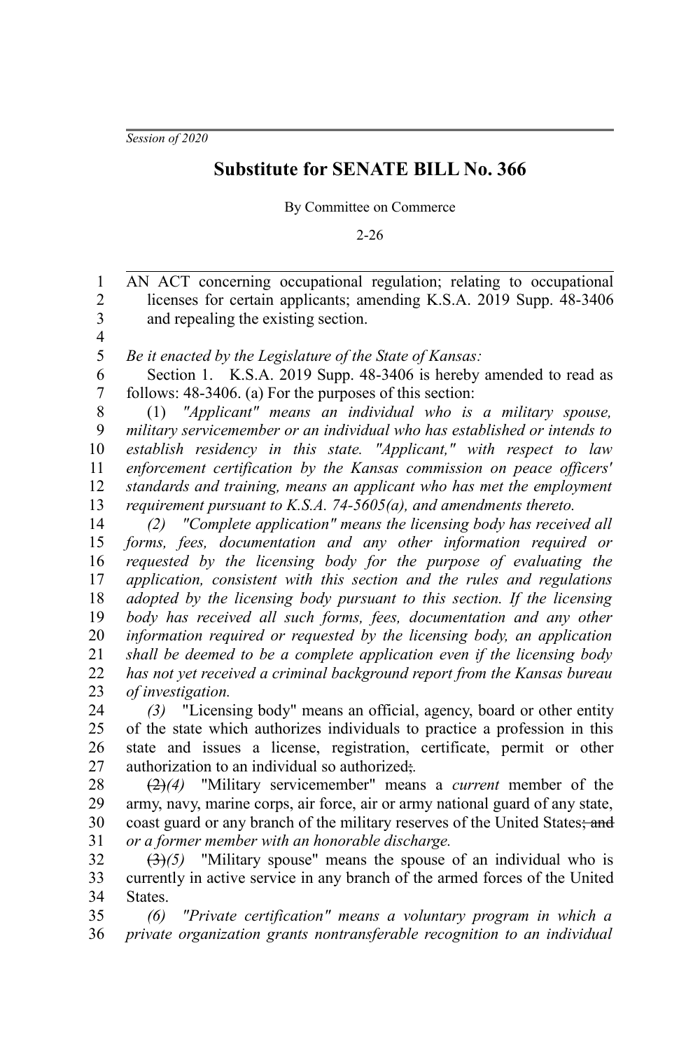*Session of 2020*

# Substitute for SENATE BILL No. 366

By Committee on Commerce

2-26

AN ACT concerning occupational regulation; relating to occupational licenses for certain applicants; amending K.S.A. 2019 Supp. 48-3406 and repealing the existing section.

*Be it enacted by the Legislature of the State of Kansas:*

Section 1. K.S.A. 2019 Supp. 48-3406 is hereby amended to read as follows: 48-3406. (a) For the purposes of this section:

(1) *"Applicant" means an individual who is a military spouse, military servicemember or an individual who has established or intends to establish residency in this state. "Applicant," with respect to law enforcement certification by the Kansas commission on peace officers' standards and training, means an applicant who has met the employment requirement pursuant to K.S.A. 74-5605(a), and amendments thereto.*

*(2) "Complete application" means the licensing body has received all forms, fees, documentation and any other information required or requested by the licensing body for the purpose of evaluating the application, consistent with this section and the rules and regulations adopted by the licensing body pursuant to this section. If the licensing body has received all such forms, fees, documentation and any other information required or requested by the licensing body, an application shall be deemed to be a complete application even if the licensing body has not yet received a criminal background report from the Kansas bureau of investigation.*

*(3)* "Licensing body" means an official, agency, board or other entity of the state which authorizes individuals to practice a profession in this state and issues a license, registration, certificate, permit or other authorization to an individual so authorized~~;~~*.*

~~(2)~~*(4)* "Military servicemember" means a *current* member of the army, navy, marine corps, air force, air or army national guard of any state, coast guard or any branch of the military reserves of the United States~~; and~~ *or a former member with an honorable discharge.*

~~(3)~~*(5)* "Military spouse" means the spouse of an individual who is currently in active service in any branch of the armed forces of the United States.

*(6) "Private certification" means a voluntary program in which a private organization grants nontransferable recognition to an individual*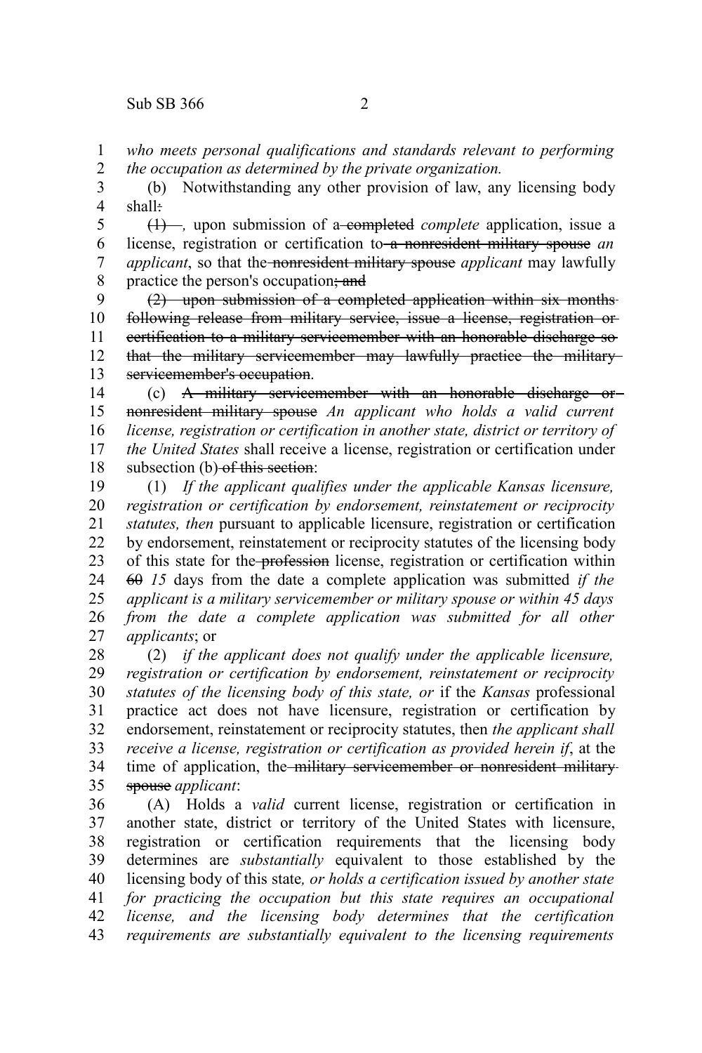*who meets personal qualifications and standards relevant to performing the occupation as determined by the private organization.*

(b) Notwithstanding any other provision of law, any licensing body shall~~:~~

~~(1)~~ *,* upon submission of a ~~completed~~ *complete* application, issue a license, registration or certification to ~~a nonresident military spouse~~ *an applicant*, so that the ~~nonresident military spouse~~ *applicant* may lawfully practice the person's occupation~~; and~~

~~(2) upon submission of a completed application within six months following release from military service, issue a license, registration or certification to a military servicemember with an honorable discharge so that the military servicemember may lawfully practice the military servicemember's occupation~~.

(c) ~~A military servicemember with an honorable discharge or nonresident military spouse~~ *An applicant who holds a valid current license, registration or certification in another state, district or territory of the United States* shall receive a license, registration or certification under subsection (b) ~~of this section~~:

(1) *If the applicant qualifies under the applicable Kansas licensure, registration or certification by endorsement, reinstatement or reciprocity statutes, then* pursuant to applicable licensure, registration or certification by endorsement, reinstatement or reciprocity statutes of the licensing body of this state for the ~~profession~~ license, registration or certification within ~~60~~ *15* days from the date a complete application was submitted *if the applicant is a military servicemember or military spouse or within 45 days from the date a complete application was submitted for all other applicants*; or

(2) *if the applicant does not qualify under the applicable licensure, registration or certification by endorsement, reinstatement or reciprocity statutes of the licensing body of this state, or* if the *Kansas* professional practice act does not have licensure, registration or certification by endorsement, reinstatement or reciprocity statutes, then *the applicant shall receive a license, registration or certification as provided herein if*, at the time of application, the ~~military servicemember or nonresident military spouse~~ *applicant*:

(A) Holds a *valid* current license, registration or certification in another state, district or territory of the United States with licensure, registration or certification requirements that the licensing body determines are *substantially* equivalent to those established by the licensing body of this state*, or holds a certification issued by another state for practicing the occupation but this state requires an occupational license, and the licensing body determines that the certification requirements are substantially equivalent to the licensing requirements*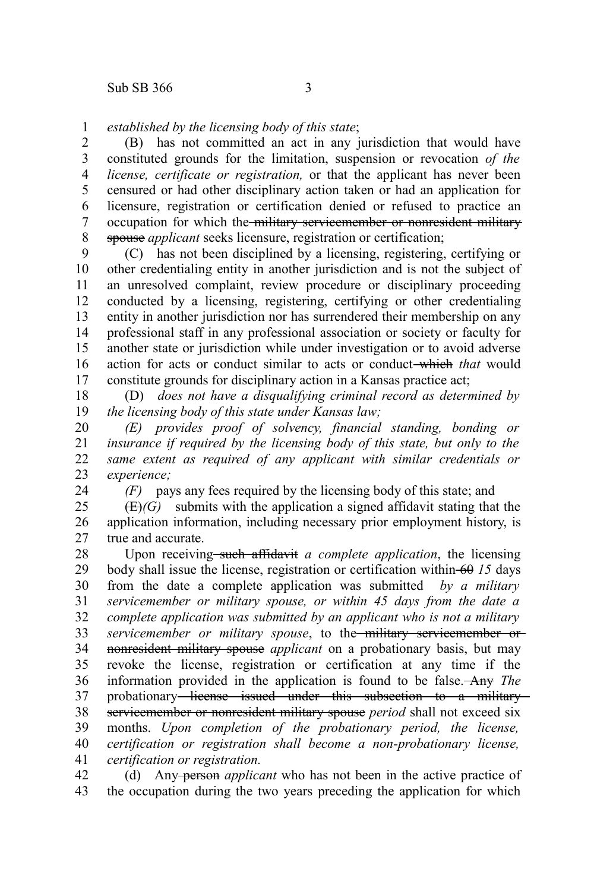*established by the licensing body of this state*;

(B) has not committed an act in any jurisdiction that would have constituted grounds for the limitation, suspension or revocation *of the license, certificate or registration,* or that the applicant has never been censured or had other disciplinary action taken or had an application for licensure, registration or certification denied or refused to practice an occupation for which the ~~military servicemember or nonresident military spouse~~ *applicant* seeks licensure, registration or certification;

(C) has not been disciplined by a licensing, registering, certifying or other credentialing entity in another jurisdiction and is not the subject of an unresolved complaint, review procedure or disciplinary proceeding conducted by a licensing, registering, certifying or other credentialing entity in another jurisdiction nor has surrendered their membership on any professional staff in any professional association or society or faculty for another state or jurisdiction while under investigation or to avoid adverse action for acts or conduct similar to acts or conduct ~~which~~ *that* would constitute grounds for disciplinary action in a Kansas practice act;

(D) *does not have a disqualifying criminal record as determined by the licensing body of this state under Kansas law;*

*(E) provides proof of solvency, financial standing, bonding or insurance if required by the licensing body of this state, but only to the same extent as required of any applicant with similar credentials or experience;*

*(F)* pays any fees required by the licensing body of this state; and

~~(E)~~*(G)* submits with the application a signed affidavit stating that the application information, including necessary prior employment history, is true and accurate.

Upon receiving ~~such affidavit~~ *a complete application*, the licensing body shall issue the license, registration or certification within ~~60~~ *15* days from the date a complete application was submitted *by a military servicemember or military spouse, or within 45 days from the date a complete application was submitted by an applicant who is not a military servicemember or military spouse*, to the ~~military servicemember or nonresident military spouse~~ *applicant* on a probationary basis, but may revoke the license, registration or certification at any time if the information provided in the application is found to be false. ~~Any~~ *The* probationary ~~license issued under this subsection to a military servicemember or nonresident military spouse~~ *period* shall not exceed six months. *Upon completion of the probationary period, the license, certification or registration shall become a non-probationary license, certification or registration.*

(d) Any ~~person~~ *applicant* who has not been in the active practice of the occupation during the two years preceding the application for which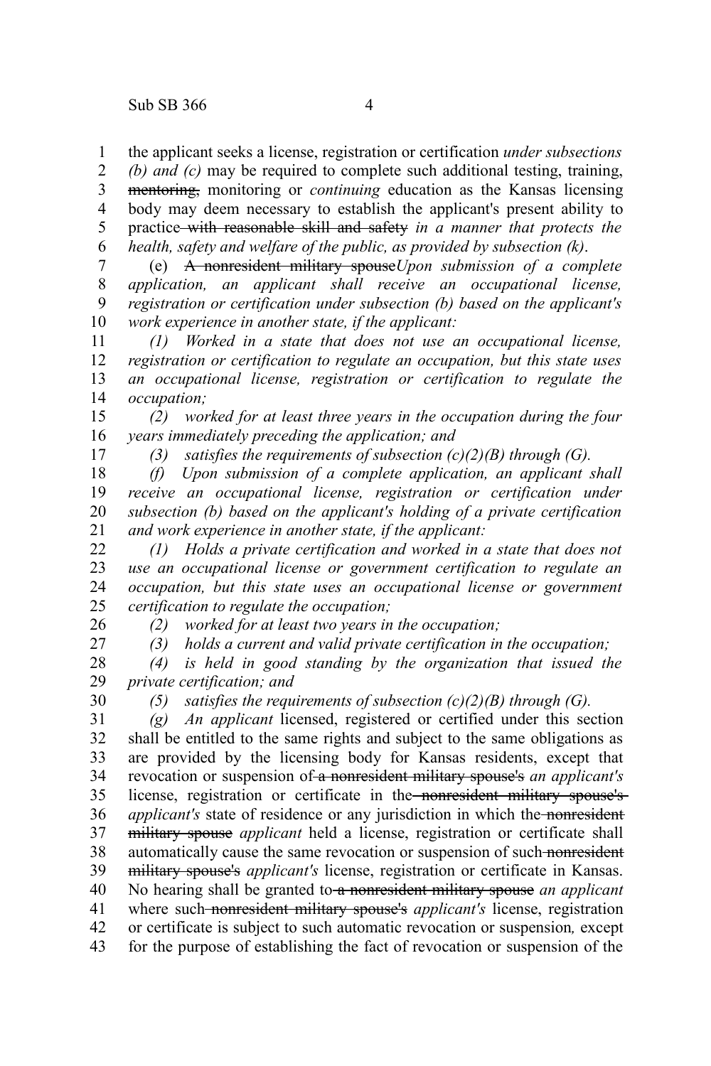the applicant seeks a license, registration or certification *under subsections (b) and (c)* may be required to complete such additional testing, training, ~~mentoring,~~ monitoring or *continuing* education as the Kansas licensing body may deem necessary to establish the applicant's present ability to practice ~~with reasonable skill and safety~~ *in a manner that protects the health, safety and welfare of the public, as provided by subsection (k)*.

(e) ~~A nonresident military spouse~~*Upon submission of a complete application, an applicant shall receive an occupational license, registration or certification under subsection (b) based on the applicant's work experience in another state, if the applicant:*

*(1) Worked in a state that does not use an occupational license, registration or certification to regulate an occupation, but this state uses an occupational license, registration or certification to regulate the occupation;*

*(2) worked for at least three years in the occupation during the four years immediately preceding the application; and*

*(3) satisfies the requirements of subsection (c)(2)(B) through (G).*

*(f) Upon submission of a complete application, an applicant shall receive an occupational license, registration or certification under subsection (b) based on the applicant's holding of a private certification and work experience in another state, if the applicant:*

*(1) Holds a private certification and worked in a state that does not use an occupational license or government certification to regulate an occupation, but this state uses an occupational license or government certification to regulate the occupation;*

*(2) worked for at least two years in the occupation;*

*(3) holds a current and valid private certification in the occupation;*

*(4) is held in good standing by the organization that issued the private certification; and*

*(5) satisfies the requirements of subsection (c)(2)(B) through (G).*

*(g) An applicant* licensed, registered or certified under this section shall be entitled to the same rights and subject to the same obligations as are provided by the licensing body for Kansas residents, except that revocation or suspension of ~~a nonresident military spouse's~~ *an applicant's* license, registration or certificate in the ~~nonresident military spouse's~~ *applicant's* state of residence or any jurisdiction in which the ~~nonresident military spouse~~ *applicant* held a license, registration or certificate shall automatically cause the same revocation or suspension of such ~~nonresident military spouse's~~ *applicant's* license, registration or certificate in Kansas. No hearing shall be granted to ~~a nonresident military spouse~~ *an applicant* where such ~~nonresident military spouse's~~ *applicant's* license, registration or certificate is subject to such automatic revocation or suspension*,* except for the purpose of establishing the fact of revocation or suspension of the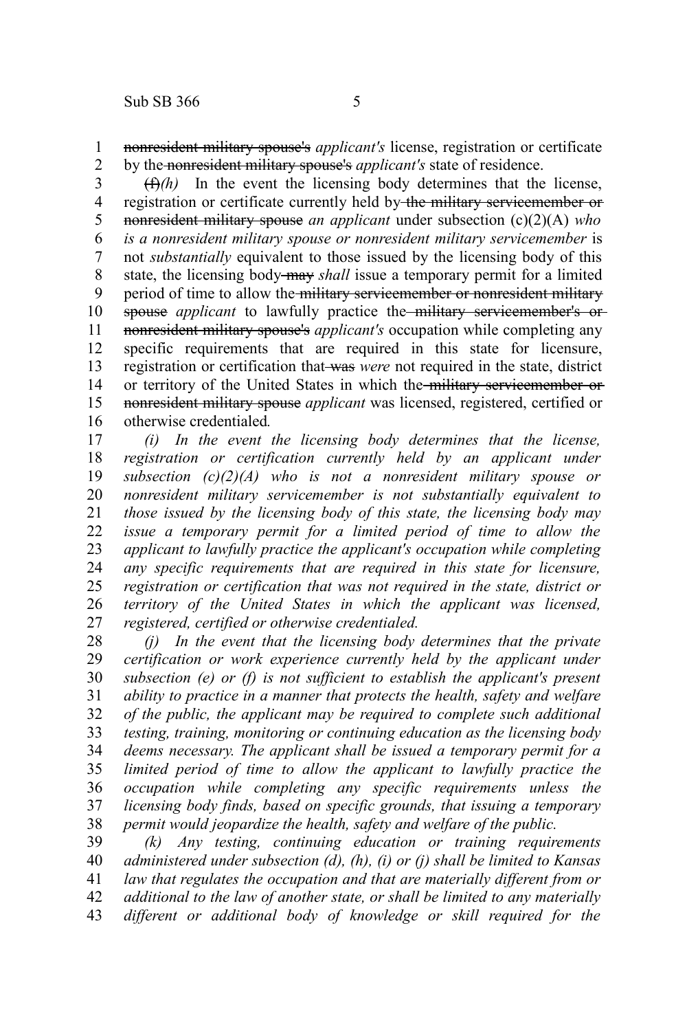~~nonresident military spouse's~~ *applicant's* license, registration or certificate by the ~~nonresident military spouse's~~ *applicant's* state of residence.

~~(f)~~*(h)* In the event the licensing body determines that the license, registration or certificate currently held by ~~the military servicemember or nonresident military spouse~~ *an applicant* under subsection (c)(2)(A) *who is a nonresident military spouse or nonresident military servicemember* is not *substantially* equivalent to those issued by the licensing body of this state, the licensing body ~~may~~ *shall* issue a temporary permit for a limited period of time to allow the ~~military servicemember or nonresident military spouse~~ *applicant* to lawfully practice the ~~military servicemember's or nonresident military spouse's~~ *applicant's* occupation while completing any specific requirements that are required in this state for licensure, registration or certification that ~~was~~ *were* not required in the state, district or territory of the United States in which the ~~military servicemember or nonresident military spouse~~ *applicant* was licensed, registered, certified or otherwise credentialed.

*(i) In the event the licensing body determines that the license, registration or certification currently held by an applicant under subsection (c)(2)(A) who is not a nonresident military spouse or nonresident military servicemember is not substantially equivalent to those issued by the licensing body of this state, the licensing body may issue a temporary permit for a limited period of time to allow the applicant to lawfully practice the applicant's occupation while completing any specific requirements that are required in this state for licensure, registration or certification that was not required in the state, district or territory of the United States in which the applicant was licensed, registered, certified or otherwise credentialed.*

*(j) In the event that the licensing body determines that the private certification or work experience currently held by the applicant under subsection (e) or (f) is not sufficient to establish the applicant's present ability to practice in a manner that protects the health, safety and welfare of the public, the applicant may be required to complete such additional testing, training, monitoring or continuing education as the licensing body deems necessary. The applicant shall be issued a temporary permit for a limited period of time to allow the applicant to lawfully practice the occupation while completing any specific requirements unless the licensing body finds, based on specific grounds, that issuing a temporary permit would jeopardize the health, safety and welfare of the public.*

*(k) Any testing, continuing education or training requirements administered under subsection (d), (h), (i) or (j) shall be limited to Kansas law that regulates the occupation and that are materially different from or additional to the law of another state, or shall be limited to any materially different or additional body of knowledge or skill required for the*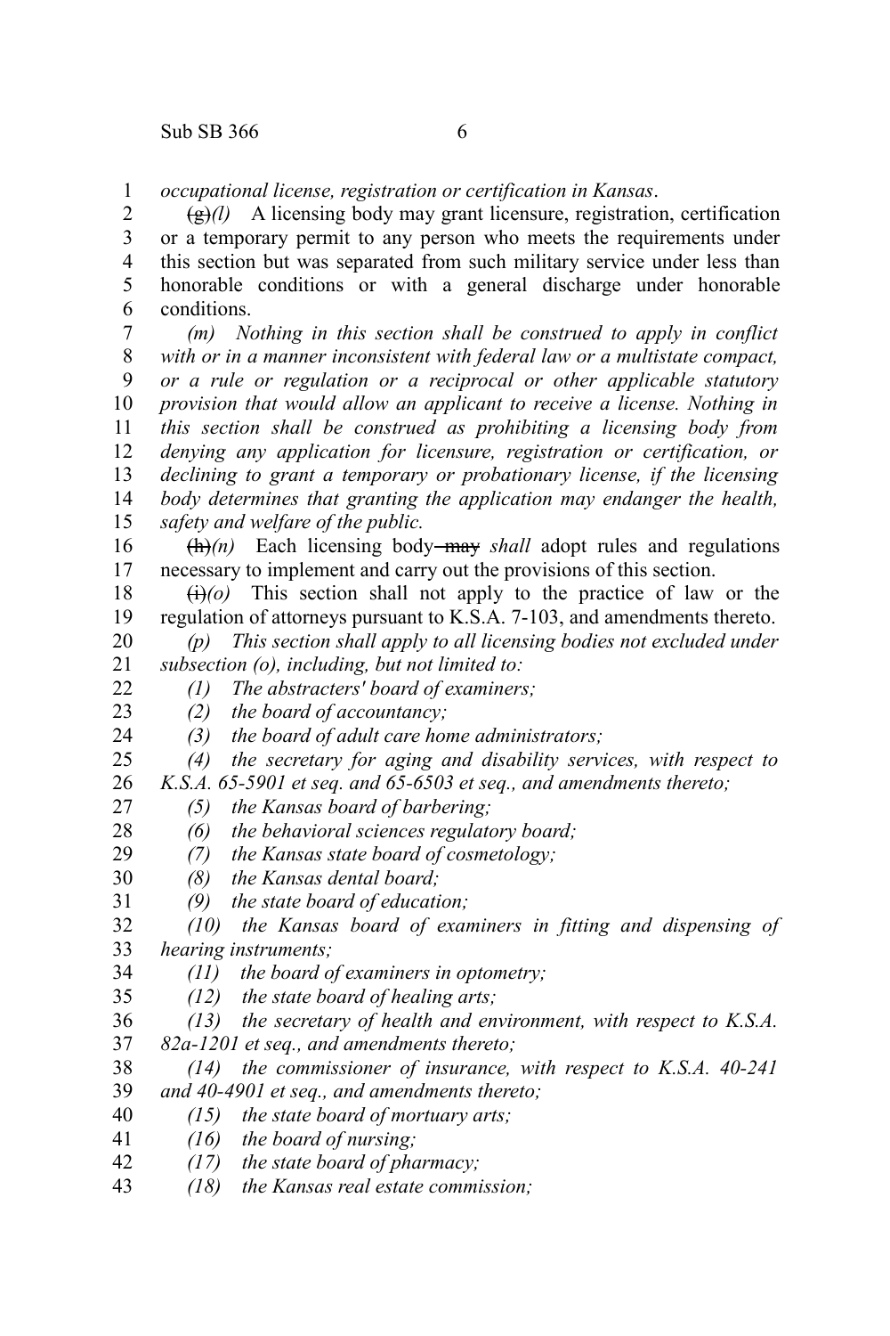*occupational license, registration or certification in Kansas*.

~~(g)~~*(l)* A licensing body may grant licensure, registration, certification or a temporary permit to any person who meets the requirements under this section but was separated from such military service under less than honorable conditions or with a general discharge under honorable conditions.

*(m) Nothing in this section shall be construed to apply in conflict with or in a manner inconsistent with federal law or a multistate compact, or a rule or regulation or a reciprocal or other applicable statutory provision that would allow an applicant to receive a license. Nothing in this section shall be construed as prohibiting a licensing body from denying any application for licensure, registration or certification, or declining to grant a temporary or probationary license, if the licensing body determines that granting the application may endanger the health, safety and welfare of the public.*

~~(h)~~*(n)* Each licensing body ~~may~~ *shall* adopt rules and regulations necessary to implement and carry out the provisions of this section.

~~(i)~~*(o)* This section shall not apply to the practice of law or the regulation of attorneys pursuant to K.S.A. 7-103, and amendments thereto.

*(p) This section shall apply to all licensing bodies not excluded under subsection (o), including, but not limited to:*

*(1) The abstracters' board of examiners;*

*(2) the board of accountancy;*

*(3) the board of adult care home administrators;*

*(4) the secretary for aging and disability services, with respect to K.S.A. 65-5901 et seq. and 65-6503 et seq., and amendments thereto;*

*(5) the Kansas board of barbering;*

*(6) the behavioral sciences regulatory board;*

*(7) the Kansas state board of cosmetology;*

*(8) the Kansas dental board;*

*(9) the state board of education;*

*(10) the Kansas board of examiners in fitting and dispensing of hearing instruments;*

*(11) the board of examiners in optometry;*

*(12) the state board of healing arts;*

*(13) the secretary of health and environment, with respect to K.S.A. 82a-1201 et seq., and amendments thereto;*

*(14) the commissioner of insurance, with respect to K.S.A. 40-241 and 40-4901 et seq., and amendments thereto;*

*(15) the state board of mortuary arts;*

*(16) the board of nursing;*

*(17) the state board of pharmacy;*

*(18) the Kansas real estate commission;*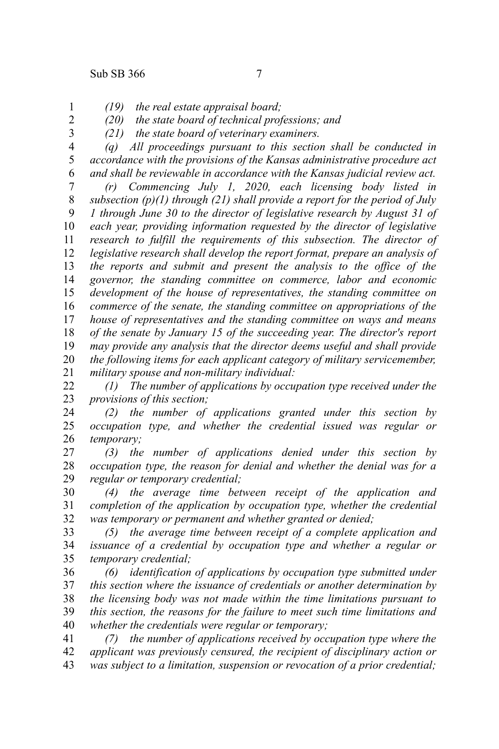*(19) the real estate appraisal board;*

*(20) the state board of technical professions; and*

*(21) the state board of veterinary examiners.*

*(q) All proceedings pursuant to this section shall be conducted in accordance with the provisions of the Kansas administrative procedure act and shall be reviewable in accordance with the Kansas judicial review act.*

*(r) Commencing July 1, 2020, each licensing body listed in subsection (p)(1) through (21) shall provide a report for the period of July 1 through June 30 to the director of legislative research by August 31 of each year, providing information requested by the director of legislative research to fulfill the requirements of this subsection. The director of legislative research shall develop the report format, prepare an analysis of the reports and submit and present the analysis to the office of the governor, the standing committee on commerce, labor and economic development of the house of representatives, the standing committee on commerce of the senate, the standing committee on appropriations of the house of representatives and the standing committee on ways and means of the senate by January 15 of the succeeding year. The director's report may provide any analysis that the director deems useful and shall provide the following items for each applicant category of military servicemember, military spouse and non-military individual:*

*(1) The number of applications by occupation type received under the provisions of this section;*

*(2) the number of applications granted under this section by occupation type, and whether the credential issued was regular or temporary;*

*(3) the number of applications denied under this section by occupation type, the reason for denial and whether the denial was for a regular or temporary credential;*

*(4) the average time between receipt of the application and completion of the application by occupation type, whether the credential was temporary or permanent and whether granted or denied;*

*(5) the average time between receipt of a complete application and issuance of a credential by occupation type and whether a regular or temporary credential;*

*(6) identification of applications by occupation type submitted under this section where the issuance of credentials or another determination by the licensing body was not made within the time limitations pursuant to this section, the reasons for the failure to meet such time limitations and whether the credentials were regular or temporary;*

*(7) the number of applications received by occupation type where the applicant was previously censured, the recipient of disciplinary action or was subject to a limitation, suspension or revocation of a prior credential;*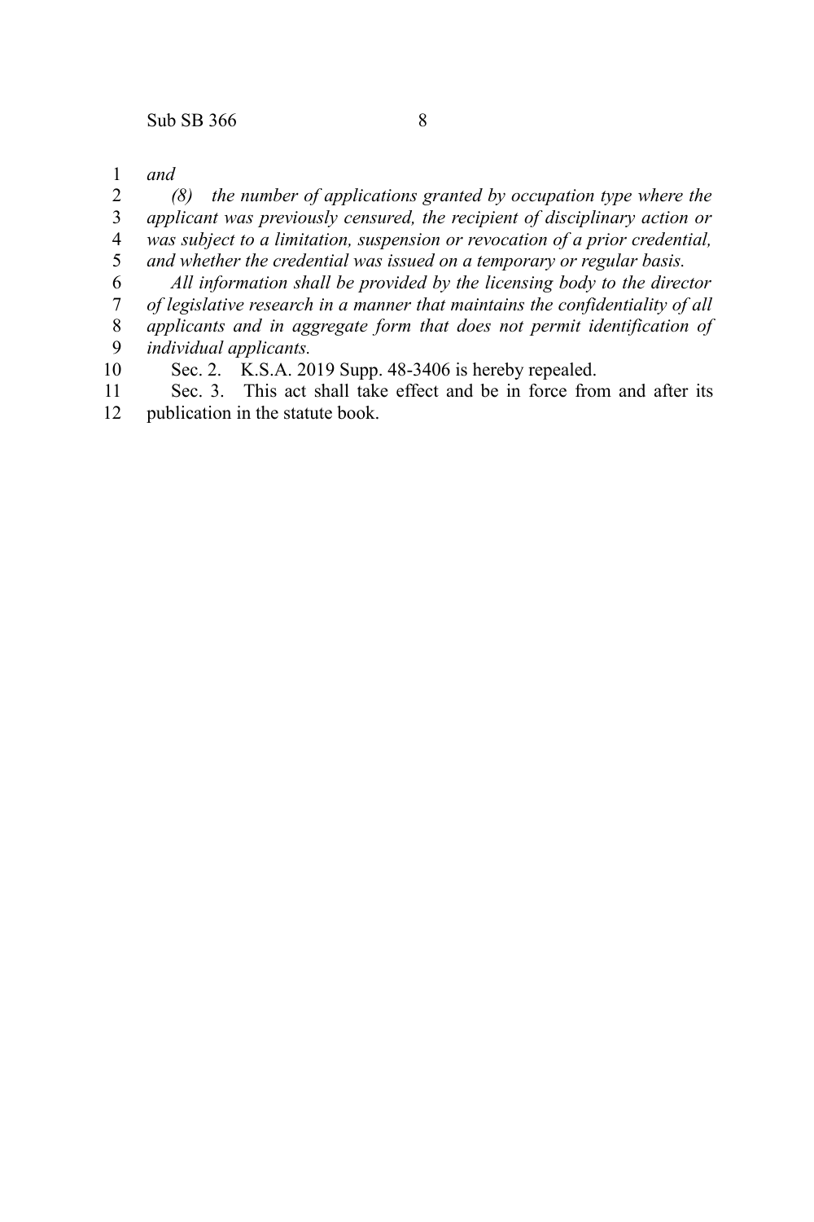*and*

*(8) the number of applications granted by occupation type where the applicant was previously censured, the recipient of disciplinary action or was subject to a limitation, suspension or revocation of a prior credential, and whether the credential was issued on a temporary or regular basis.*

*All information shall be provided by the licensing body to the director of legislative research in a manner that maintains the confidentiality of all applicants and in aggregate form that does not permit identification of individual applicants.*

Sec. 2. K.S.A. 2019 Supp. 48-3406 is hereby repealed.

Sec. 3. This act shall take effect and be in force from and after its publication in the statute book.